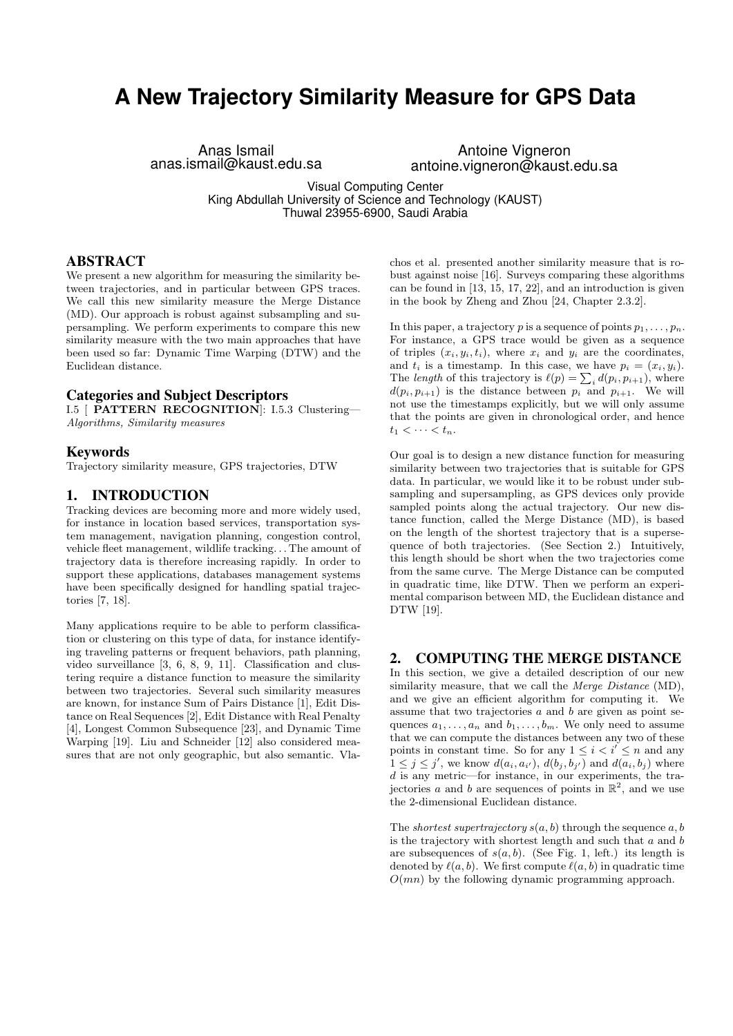# A New Trajectory Similarity Measure for GPS Data

Anas Ismail
anas.ismail@kaust.edu.sa

Antoine Vigneron
antoine.vigneron@kaust.edu.sa

Visual Computing Center
King Abdullah University of Science and Technology (KAUST)
Thuwal 23955-6900, Saudi Arabia

## ABSTRACT

We present a new algorithm for measuring the similarity between trajectories, and in particular between GPS traces. We call this new similarity measure the Merge Distance (MD). Our approach is robust against subsampling and supersampling. We perform experiments to compare this new similarity measure with the two main approaches that have been used so far: Dynamic Time Warping (DTW) and the Euclidean distance.

## Categories and Subject Descriptors

I.5 [ **PATTERN RECOGNITION**]: I.5.3 Clustering—*Algorithms, Similarity measures*

## Keywords

Trajectory similarity measure, GPS trajectories, DTW

## 1. INTRODUCTION

Tracking devices are becoming more and more widely used, for instance in location based services, transportation system management, navigation planning, congestion control, vehicle fleet management, wildlife tracking... The amount of trajectory data is therefore increasing rapidly. In order to support these applications, databases management systems have been specifically designed for handling spatial trajectories [7, 18].

Many applications require to be able to perform classification or clustering on this type of data, for instance identifying traveling patterns or frequent behaviors, path planning, video surveillance [3, 6, 8, 9, 11]. Classification and clustering require a distance function to measure the similarity between two trajectories. Several such similarity measures are known, for instance Sum of Pairs Distance [1], Edit Distance on Real Sequences [2], Edit Distance with Real Penalty [4], Longest Common Subsequence [23], and Dynamic Time Warping [19]. Liu and Schneider [12] also considered measures that are not only geographic, but also semantic. Vlachos et al. presented another similarity measure that is robust against noise [16]. Surveys comparing these algorithms can be found in [13, 15, 17, 22], and an introduction is given in the book by Zheng and Zhou [24, Chapter 2.3.2].

In this paper, a trajectory $p$ is a sequence of points $p_1, \dots, p_n$. For instance, a GPS trace would be given as a sequence of triples $(x_i, y_i, t_i)$, where $x_i$ and $y_i$ are the coordinates, and $t_i$ is a timestamp. In this case, we have $p_i = (x_i, y_i)$. The *length* of this trajectory is $\ell(p) = \sum_i d(p_i, p_{i+1})$, where $d(p_i, p_{i+1})$ is the distance between $p_i$ and $p_{i+1}$. We will not use the timestamps explicitly, but we will only assume that the points are given in chronological order, and hence $t_1 < \cdots < t_n$.

Our goal is to design a new distance function for measuring similarity between two trajectories that is suitable for GPS data. In particular, we would like it to be robust under subsampling and supersampling, as GPS devices only provide sampled points along the actual trajectory. Our new distance function, called the Merge Distance (MD), is based on the length of the shortest trajectory that is a supersequence of both trajectories. (See Section 2.) Intuitively, this length should be short when the two trajectories come from the same curve. The Merge Distance can be computed in quadratic time, like DTW. Then we perform an experimental comparison between MD, the Euclidean distance and DTW [19].

## 2. COMPUTING THE MERGE DISTANCE

In this section, we give a detailed description of our new similarity measure, that we call the *Merge Distance* (MD), and we give an efficient algorithm for computing it. We assume that two trajectories $a$ and $b$ are given as point sequences $a_1, \dots, a_n$ and $b_1, \dots, b_m$. We only need to assume that we can compute the distances between any two of these points in constant time. So for any $1 \leq i < i' \leq n$ and any $1 \leq j \leq j'$, we know $d(a_i, a_{i'})$, $d(b_j, b_{j'})$ and $d(a_i, b_j)$ where $d$ is any metric—for instance, in our experiments, the trajectories $a$ and $b$ are sequences of points in $\mathbb{R}^2$, and we use the 2-dimensional Euclidean distance.

The *shortest supertrajectory* $s(a, b)$ through the sequence $a, b$ is the trajectory with shortest length and such that $a$ and $b$ are subsequences of $s(a, b)$. (See Fig. 1, left.) its length is denoted by $\ell(a, b)$. We first compute $\ell(a, b)$ in quadratic time $O(mn)$ by the following dynamic programming approach.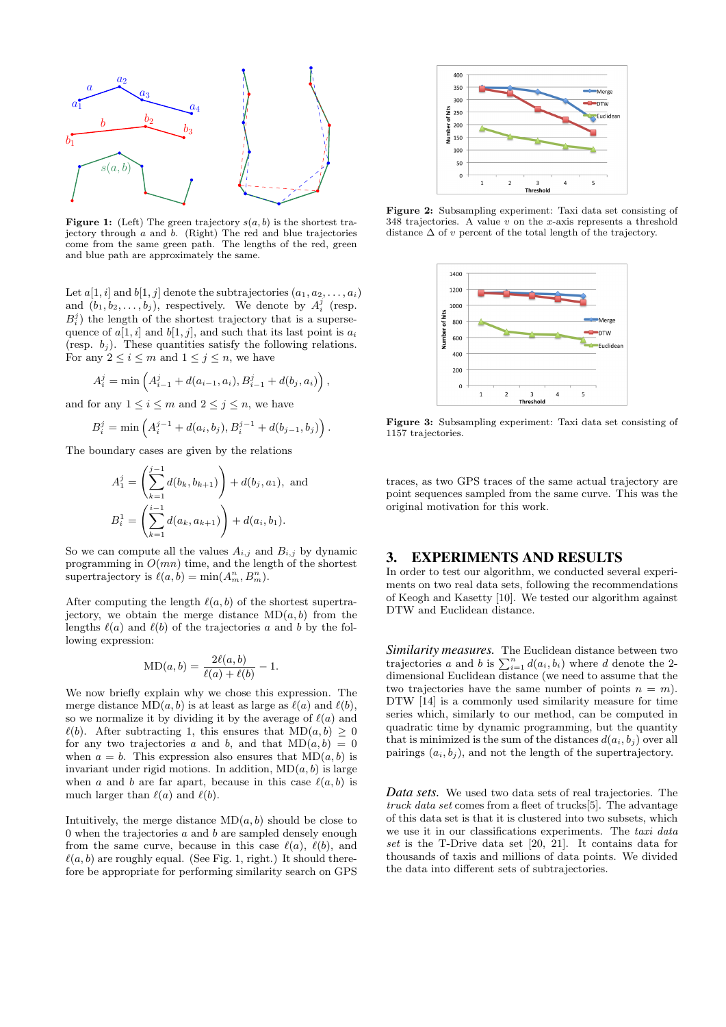**Figure 1:** (Left) The green trajectory $s(a,b)$ is the shortest trajectory through $a$ and $b$. (Right) The red and blue trajectories come from the same green path. The lengths of the red, green and blue path are approximately the same.

Let $a[1,i]$ and $b[1,j]$ denote the subtrajectories $(a_1,a_2,\dots,a_i)$ and $(b_1,b_2,\dots,b_j)$, respectively. We denote by $A_i^j$ (resp. $B_i^j$) the length of the shortest trajectory that is a supersequence of $a[1,i]$ and $b[1,j]$, and such that its last point is $a_i$ (resp. $b_j$). These quantities satisfy the following relations. For any $2 \le i \le m$ and $1 \le j \le n$, we have

$$A_i^j = \min\left(A_{i-1}^j + d(a_{i-1},a_i), B_{i-1}^j + d(b_j,a_i)\right),$$

and for any $1 \le i \le m$ and $2 \le j \le n$, we have

$$B_i^j = \min\left(A_i^{j-1} + d(a_i,b_j), B_i^{j-1} + d(b_{j-1},b_j)\right).$$

The boundary cases are given by the relations

$$A_1^j = \left(\sum_{k=1}^{j-1} d(b_k,b_{k+1})\right) + d(b_j,a_1), \text{ and}$$

$$B_i^1 = \left(\sum_{k=1}^{i-1} d(a_k,a_{k+1})\right) + d(a_i,b_1).$$

So we can compute all the values $A_{i,j}$ and $B_{i,j}$ by dynamic programming in $O(mn)$ time, and the length of the shortest supertrajectory is $\ell(a,b) = \min(A_m^n, B_m^n)$.

After computing the length $\ell(a,b)$ of the shortest supertrajectory, we obtain the merge distance $\text{MD}(a,b)$ from the lengths $\ell(a)$ and $\ell(b)$ of the trajectories $a$ and $b$ by the following expression:

$$\text{MD}(a,b) = \frac{2\ell(a,b)}{\ell(a)+\ell(b)} - 1.$$

We now briefly explain why we chose this expression. The merge distance $\text{MD}(a,b)$ is at least as large as $\ell(a)$ and $\ell(b)$, so we normalize it by dividing it by the average of $\ell(a)$ and $\ell(b)$. After subtracting 1, this ensures that $\text{MD}(a,b) \ge 0$ for any two trajectories $a$ and $b$, and that $\text{MD}(a,b) = 0$ when $a = b$. This expression also ensures that $\text{MD}(a,b)$ is invariant under rigid motions. In addition, $\text{MD}(a,b)$ is large when $a$ and $b$ are far apart, because in this case $\ell(a,b)$ is much larger than $\ell(a)$ and $\ell(b)$.

Intuitively, the merge distance $\text{MD}(a,b)$ should be close to 0 when the trajectories $a$ and $b$ are sampled densely enough from the same curve, because in this case $\ell(a)$, $\ell(b)$, and $\ell(a,b)$ are roughly equal. (See Fig. 1, right.) It should therefore be appropriate for performing similarity search on GPS traces, as two GPS traces of the same actual trajectory are point sequences sampled from the same curve. This was the original motivation for this work.

**Figure 2:** Subsampling experiment: Taxi data set consisting of 348 trajectories. A value $v$ on the $x$-axis represents a threshold distance $\Delta$ of $v$ percent of the total length of the trajectory.

**Figure 3:** Subsampling experiment: Taxi data set consisting of 1157 trajectories.

## 3. EXPERIMENTS AND RESULTS

In order to test our algorithm, we conducted several experiments on two real data sets, following the recommendations of Keogh and Kasetty [10]. We tested our algorithm against DTW and Euclidean distance.

*Similarity measures.* The Euclidean distance between two trajectories $a$ and $b$ is $\sum_{i=1}^{n} d(a_i,b_i)$ where $d$ denote the 2-dimensional Euclidean distance (we need to assume that the two trajectories have the same number of points $n = m$). DTW [14] is a commonly used similarity measure for time series which, similarly to our method, can be computed in quadratic time by dynamic programming, but the quantity that is minimized is the sum of the distances $d(a_i,b_j)$ over all pairings $(a_i,b_j)$, and not the length of the supertrajectory.

*Data sets.* We used two data sets of real trajectories. The *truck data set* comes from a fleet of trucks[5]. The advantage of this data set is that it is clustered into two subsets, which we use it in our classifications experiments. The *taxi data set* is the T-Drive data set [20, 21]. It contains data for thousands of taxis and millions of data points. We divided the data into different sets of subtrajectories.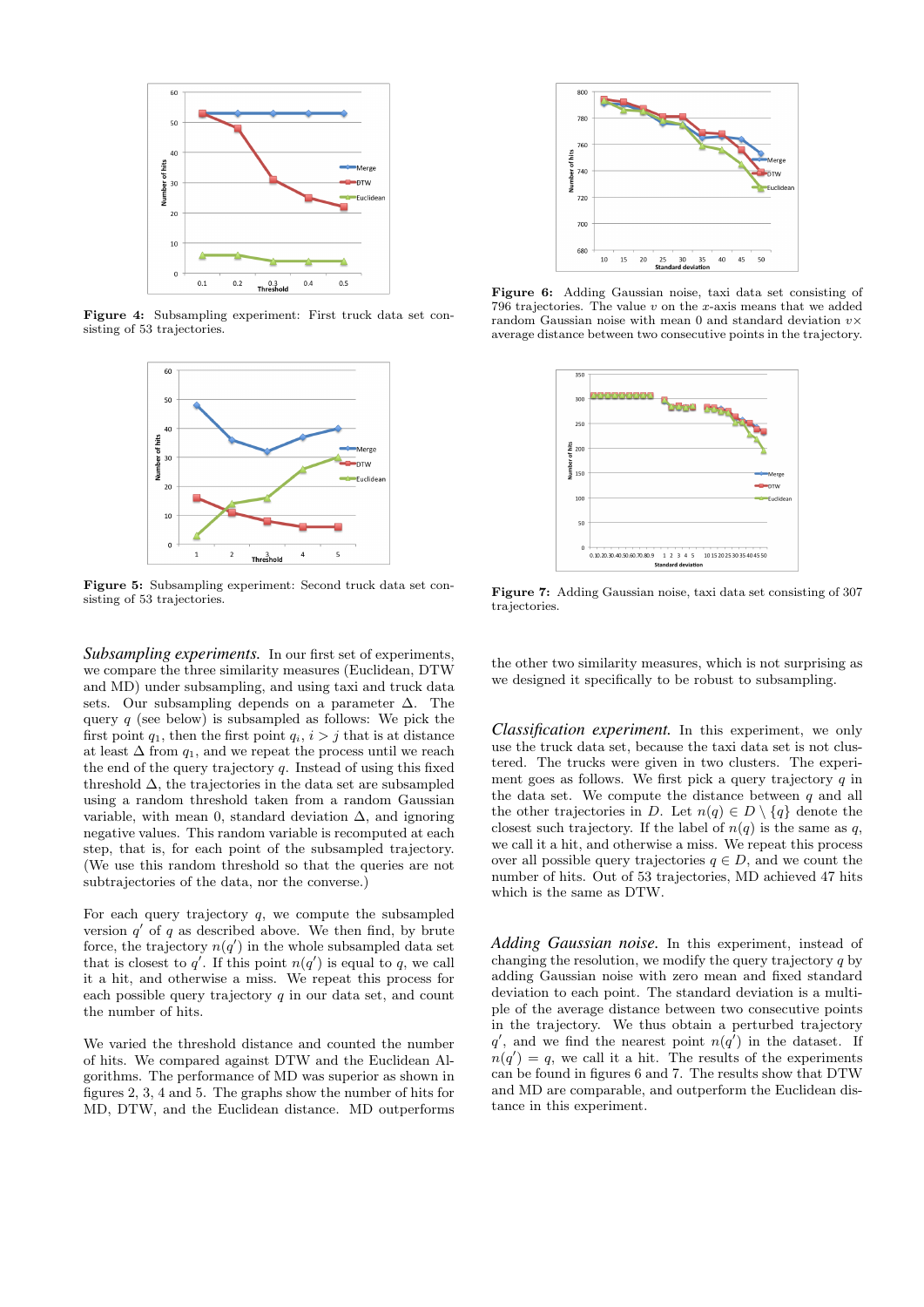Figure 4: Subsampling experiment: First truck data set consisting of 53 trajectories.

Figure 5: Subsampling experiment: Second truck data set consisting of 53 trajectories.

Figure 6: Adding Gaussian noise, taxi data set consisting of 796 trajectories. The value $v$ on the $x$-axis means that we added random Gaussian noise with mean 0 and standard deviation $v\times$ average distance between two consecutive points in the trajectory.

Figure 7: Adding Gaussian noise, taxi data set consisting of 307 trajectories.

***Subsampling experiments.*** In our first set of experiments, we compare the three similarity measures (Euclidean, DTW and MD) under subsampling, and using taxi and truck data sets. Our subsampling depends on a parameter $\Delta$. The query $q$ (see below) is subsampled as follows: We pick the first point $q_1$, then the first point $q_i$, $i > j$ that is at distance at least $\Delta$ from $q_1$, and we repeat the process until we reach the end of the query trajectory $q$. Instead of using this fixed threshold $\Delta$, the trajectories in the data set are subsampled using a random threshold taken from a random Gaussian variable, with mean 0, standard deviation $\Delta$, and ignoring negative values. This random variable is recomputed at each step, that is, for each point of the subsampled trajectory. (We use this random threshold so that the queries are not subtrajectories of the data, nor the converse.)

For each query trajectory $q$, we compute the subsampled version $q'$ of $q$ as described above. We then find, by brute force, the trajectory $n(q')$ in the whole subsampled data set that is closest to $q'$. If this point $n(q')$ is equal to $q$, we call it a hit, and otherwise a miss. We repeat this process for each possible query trajectory $q$ in our data set, and count the number of hits.

We varied the threshold distance and counted the number of hits. We compared against DTW and the Euclidean Algorithms. The performance of MD was superior as shown in figures 2, 3, 4 and 5. The graphs show the number of hits for MD, DTW, and the Euclidean distance. MD outperforms the other two similarity measures, which is not surprising as we designed it specifically to be robust to subsampling.

***Classification experiment.*** In this experiment, we only use the truck data set, because the taxi data set is not clustered. The trucks were given in two clusters. The experiment goes as follows. We first pick a query trajectory $q$ in the data set. We compute the distance between $q$ and all the other trajectories in $D$. Let $n(q) \in D \setminus \{q\}$ denote the closest such trajectory. If the label of $n(q)$ is the same as $q$, we call it a hit, and otherwise a miss. We repeat this process over all possible query trajectories $q \in D$, and we count the number of hits. Out of 53 trajectories, MD achieved 47 hits which is the same as DTW.

***Adding Gaussian noise.*** In this experiment, instead of changing the resolution, we modify the query trajectory $q$ by adding Gaussian noise with zero mean and fixed standard deviation to each point. The standard deviation is a multiple of the average distance between two consecutive points in the trajectory. We thus obtain a perturbed trajectory $q'$, and we find the nearest point $n(q')$ in the dataset. If $n(q') = q$, we call it a hit. The results of the experiments can be found in figures 6 and 7. The results show that DTW and MD are comparable, and outperform the Euclidean distance in this experiment.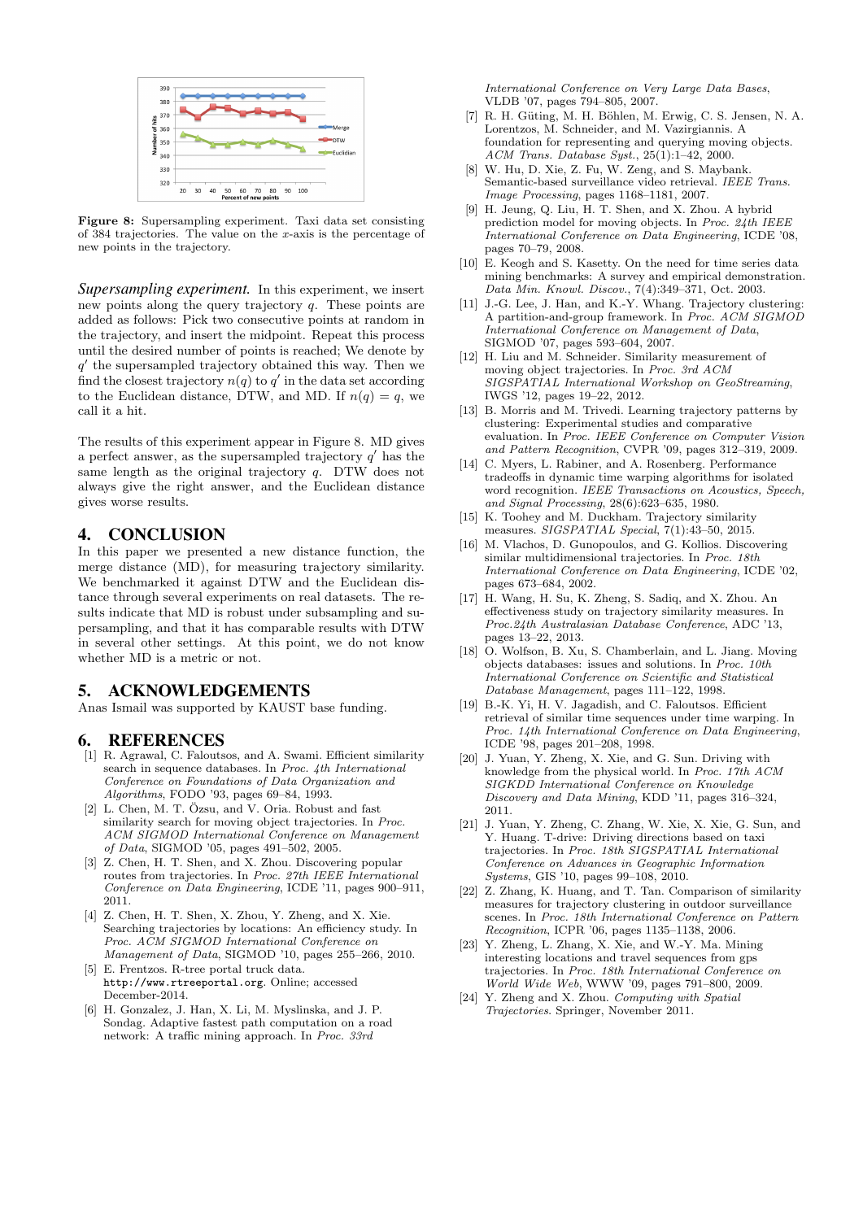390
380
370
360
350
340
330
320

Number of hits

20 30 40 50 60 70 80 90 100

Percent of new points

Merge
DTW
Euclidian

**Figure 8:** Supersampling experiment. Taxi data set consisting of 384 trajectories. The value on the $x$-axis is the percentage of new points in the trajectory.

*Supersampling experiment.* In this experiment, we insert new points along the query trajectory $q$. These points are added as follows: Pick two consecutive points at random in the trajectory, and insert the midpoint. Repeat this process until the desired number of points is reached; We denote by $q'$ the supersampled trajectory obtained this way. Then we find the closest trajectory $n(q)$ to $q'$ in the data set according to the Euclidean distance, DTW, and MD. If $n(q) = q$, we call it a hit.

The results of this experiment appear in Figure 8. MD gives a perfect answer, as the supersampled trajectory $q'$ has the same length as the original trajectory $q$. DTW does not always give the right answer, and the Euclidean distance gives worse results.

## 4. CONCLUSION

In this paper we presented a new distance function, the merge distance (MD), for measuring trajectory similarity. We benchmarked it against DTW and the Euclidean distance through several experiments on real datasets. The results indicate that MD is robust under subsampling and supersampling, and that it has comparable results with DTW in several other settings. At this point, we do not know whether MD is a metric or not.

## 5. ACKNOWLEDGEMENTS

Anas Ismail was supported by KAUST base funding.

## 6. REFERENCES

[1] R. Agrawal, C. Faloutsos, and A. Swami. Efficient similarity search in sequence databases. In *Proc. 4th International Conference on Foundations of Data Organization and Algorithms*, FODO '93, pages 69–84, 1993.

[2] L. Chen, M. T. Özsu, and V. Oria. Robust and fast similarity search for moving object trajectories. In *Proc. ACM SIGMOD International Conference on Management of Data*, SIGMOD '05, pages 491–502, 2005.

[3] Z. Chen, H. T. Shen, and X. Zhou. Discovering popular routes from trajectories. In *Proc. 27th IEEE International Conference on Data Engineering*, ICDE '11, pages 900–911, 2011.

[4] Z. Chen, H. T. Shen, X. Zhou, Y. Zheng, and X. Xie. Searching trajectories by locations: An efficiency study. In *Proc. ACM SIGMOD International Conference on Management of Data*, SIGMOD '10, pages 255–266, 2010.

[5] E. Frentzos. R-tree portal truck data. `http://www.rtreeportal.org`. Online; accessed December-2014.

[6] H. Gonzalez, J. Han, X. Li, M. Myslinska, and J. P. Sondag. Adaptive fastest path computation on a road network: A traffic mining approach. In *Proc. 33rd International Conference on Very Large Data Bases*, VLDB '07, pages 794–805, 2007.

[7] R. H. Güting, M. H. Böhlen, M. Erwig, C. S. Jensen, N. A. Lorentzos, M. Schneider, and M. Vazirgiannis. A foundation for representing and querying moving objects. *ACM Trans. Database Syst.*, 25(1):1–42, 2000.

[8] W. Hu, D. Xie, Z. Fu, W. Zeng, and S. Maybank. Semantic-based surveillance video retrieval. *IEEE Trans. Image Processing*, pages 1168–1181, 2007.

[9] H. Jeung, Q. Liu, H. T. Shen, and X. Zhou. A hybrid prediction model for moving objects. In *Proc. 24th IEEE International Conference on Data Engineering*, ICDE '08, pages 70–79, 2008.

[10] E. Keogh and S. Kasetty. On the need for time series data mining benchmarks: A survey and empirical demonstration. *Data Min. Knowl. Discov.*, 7(4):349–371, Oct. 2003.

[11] J.-G. Lee, J. Han, and K.-Y. Whang. Trajectory clustering: A partition-and-group framework. In *Proc. ACM SIGMOD International Conference on Management of Data*, SIGMOD '07, pages 593–604, 2007.

[12] H. Liu and M. Schneider. Similarity measurement of moving object trajectories. In *Proc. 3rd ACM SIGSPATIAL International Workshop on GeoStreaming*, IWGS '12, pages 19–22, 2012.

[13] B. Morris and M. Trivedi. Learning trajectory patterns by clustering: Experimental studies and comparative evaluation. In *Proc. IEEE Conference on Computer Vision and Pattern Recognition*, CVPR '09, pages 312–319, 2009.

[14] C. Myers, L. Rabiner, and A. Rosenberg. Performance tradeoffs in dynamic time warping algorithms for isolated word recognition. *IEEE Transactions on Acoustics, Speech, and Signal Processing*, 28(6):623–635, 1980.

[15] K. Toohey and M. Duckham. Trajectory similarity measures. *SIGSPATIAL Special*, 7(1):43–50, 2015.

[16] M. Vlachos, D. Gunopoulos, and G. Kollios. Discovering similar multidimensional trajectories. In *Proc. 18th International Conference on Data Engineering*, ICDE '02, pages 673–684, 2002.

[17] H. Wang, H. Su, K. Zheng, S. Sadiq, and X. Zhou. An effectiveness study on trajectory similarity measures. In *Proc.24th Australasian Database Conference*, ADC '13, pages 13–22, 2013.

[18] O. Wolfson, B. Xu, S. Chamberlain, and L. Jiang. Moving objects databases: issues and solutions. In *Proc. 10th International Conference on Scientific and Statistical Database Management*, pages 111–122, 1998.

[19] B.-K. Yi, H. V. Jagadish, and C. Faloutsos. Efficient retrieval of similar time sequences under time warping. In *Proc. 14th International Conference on Data Engineering*, ICDE '98, pages 201–208, 1998.

[20] J. Yuan, Y. Zheng, X. Xie, and G. Sun. Driving with knowledge from the physical world. In *Proc. 17th ACM SIGKDD International Conference on Knowledge Discovery and Data Mining*, KDD '11, pages 316–324, 2011.

[21] J. Yuan, Y. Zheng, C. Zhang, W. Xie, X. Xie, G. Sun, and Y. Huang. T-drive: Driving directions based on taxi trajectories. In *Proc. 18th SIGSPATIAL International Conference on Advances in Geographic Information Systems*, GIS '10, pages 99–108, 2010.

[22] Z. Zhang, K. Huang, and T. Tan. Comparison of similarity measures for trajectory clustering in outdoor surveillance scenes. In *Proc. 18th International Conference on Pattern Recognition*, ICPR '06, pages 1135–1138, 2006.

[23] Y. Zheng, L. Zhang, X. Xie, and W.-Y. Ma. Mining interesting locations and travel sequences from gps trajectories. In *Proc. 18th International Conference on World Wide Web*, WWW '09, pages 791–800, 2009.

[24] Y. Zheng and X. Zhou. *Computing with Spatial Trajectories*. Springer, November 2011.